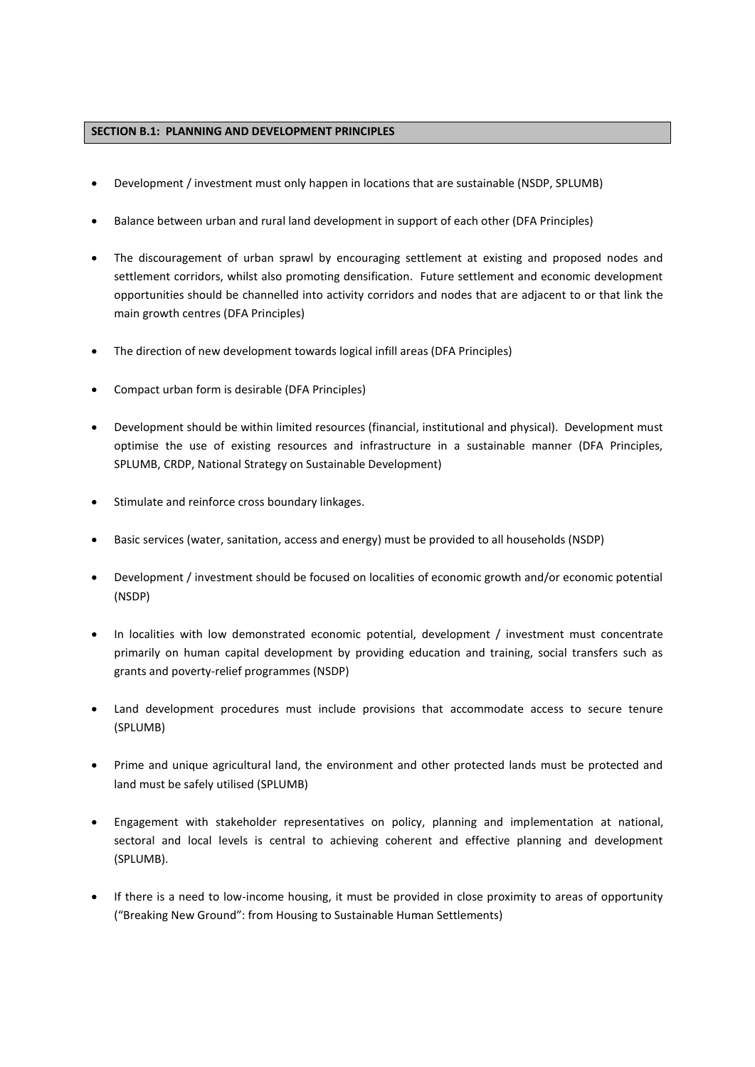## SECTION B.1: PLANNING AND DEVELOPMENT PRINCIPLES

- Development / investment must only happen in locations that are sustainable (NSDP, SPLUMB)
- Balance between urban and rural land development in support of each other (DFA Principles)
- The discouragement of urban sprawl by encouraging settlement at existing and proposed nodes and settlement corridors, whilst also promoting densification. Future settlement and economic development opportunities should be channelled into activity corridors and nodes that are adjacent to or that link the main growth centres (DFA Principles)
- The direction of new development towards logical infill areas (DFA Principles)
- Compact urban form is desirable (DFA Principles)
- Development should be within limited resources (financial, institutional and physical). Development must optimise the use of existing resources and infrastructure in a sustainable manner (DFA Principles, SPLUMB, CRDP, National Strategy on Sustainable Development)
- Stimulate and reinforce cross boundary linkages.
- Basic services (water, sanitation, access and energy) must be provided to all households (NSDP)
- Development / investment should be focused on localities of economic growth and/or economic potential (NSDP)
- In localities with low demonstrated economic potential, development / investment must concentrate primarily on human capital development by providing education and training, social transfers such as grants and poverty-relief programmes (NSDP)
- Land development procedures must include provisions that accommodate access to secure tenure (SPLUMB)
- Prime and unique agricultural land, the environment and other protected lands must be protected and land must be safely utilised (SPLUMB)
- Engagement with stakeholder representatives on policy, planning and implementation at national, sectoral and local levels is central to achieving coherent and effective planning and development (SPLUMB).
- If there is a need to low-income housing, it must be provided in close proximity to areas of opportunity ("Breaking New Ground": from Housing to Sustainable Human Settlements)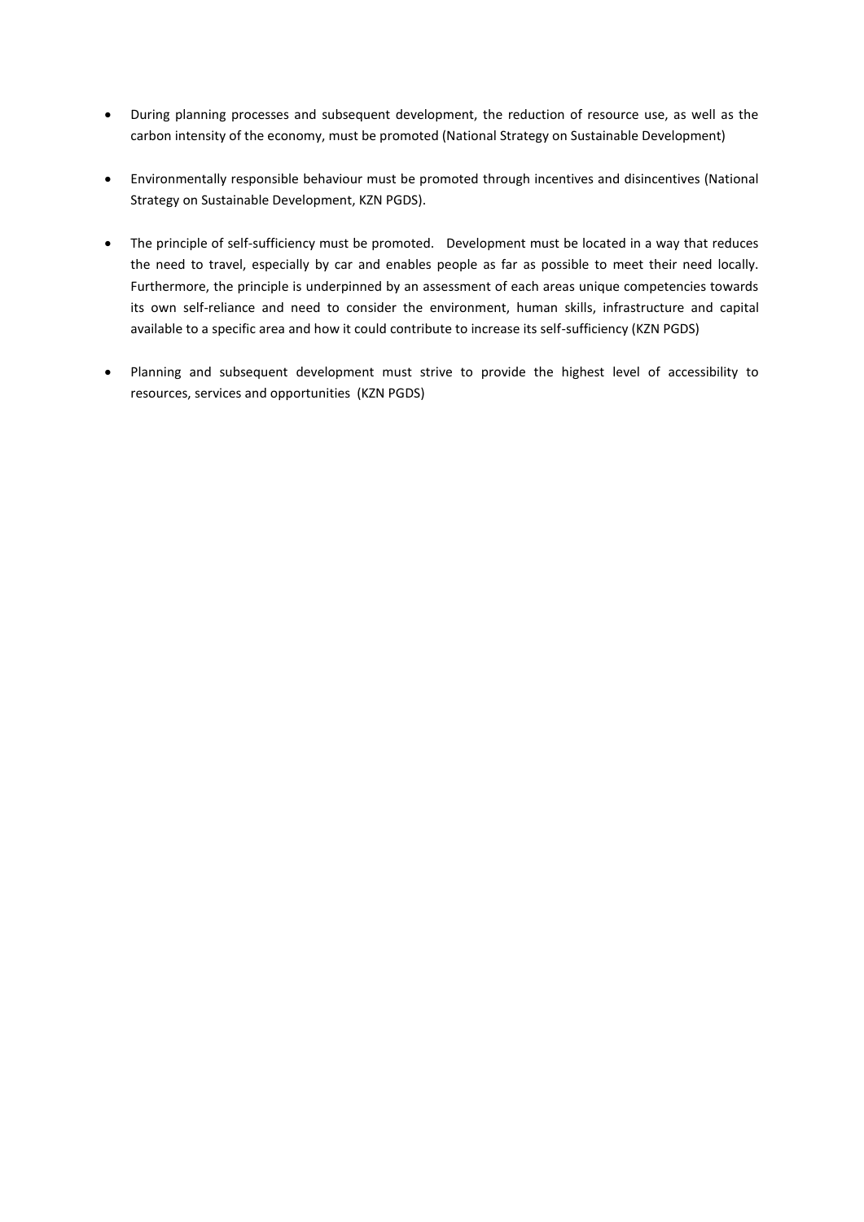- During planning processes and subsequent development, the reduction of resource use, as well as the carbon intensity of the economy, must be promoted (National Strategy on Sustainable Development)

- Environmentally responsible behaviour must be promoted through incentives and disincentives (National Strategy on Sustainable Development, KZN PGDS).

- The principle of self-sufficiency must be promoted. Development must be located in a way that reduces the need to travel, especially by car and enables people as far as possible to meet their need locally. Furthermore, the principle is underpinned by an assessment of each areas unique competencies towards its own self-reliance and need to consider the environment, human skills, infrastructure and capital available to a specific area and how it could contribute to increase its self-sufficiency (KZN PGDS)

- Planning and subsequent development must strive to provide the highest level of accessibility to resources, services and opportunities (KZN PGDS)